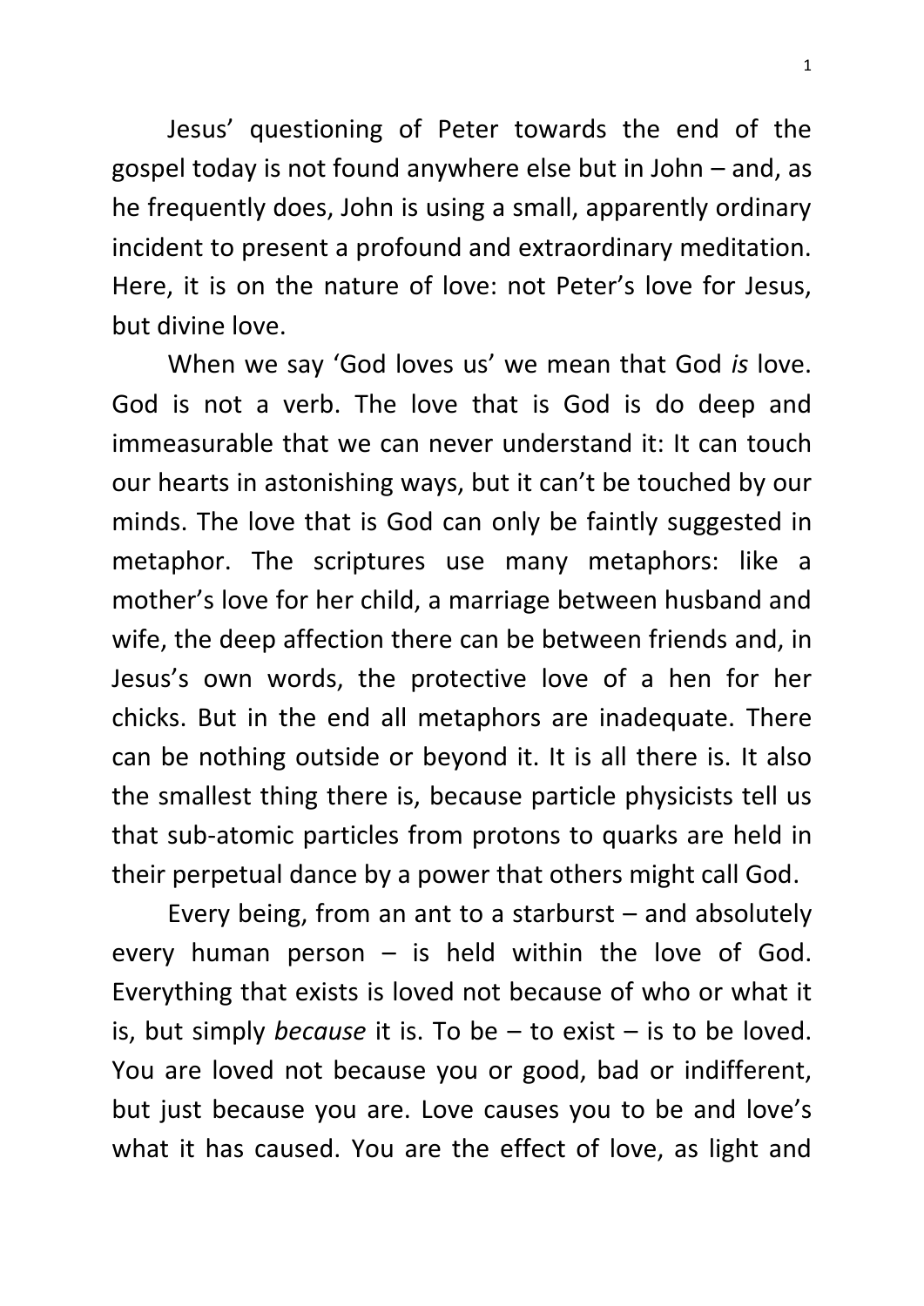Jesus' questioning of Peter towards the end of the gospel today is not found anywhere else but in John – and, as he frequently does, John is using a small, apparently ordinary incident to present a profound and extraordinary meditation. Here, it is on the nature of love: not Peter's love for Jesus, but divine love.

When we say 'God loves us' we mean that God *is* love. God is not a verb. The love that is God is do deep and immeasurable that we can never understand it: It can touch our hearts in astonishing ways, but it can't be touched by our minds. The love that is God can only be faintly suggested in metaphor. The scriptures use many metaphors: like a mother's love for her child, a marriage between husband and wife, the deep affection there can be between friends and, in Jesus's own words, the protective love of a hen for her chicks. But in the end all metaphors are inadequate. There can be nothing outside or beyond it. It is all there is. It also the smallest thing there is, because particle physicists tell us that sub-atomic particles from protons to quarks are held in their perpetual dance by a power that others might call God.

Every being, from an ant to a starburst – and absolutely every human person – is held within the love of God. Everything that exists is loved not because of who or what it is, but simply *because* it is. To be – to exist – is to be loved. You are loved not because you or good, bad or indifferent, but just because you are. Love causes you to be and love's what it has caused. You are the effect of love, as light and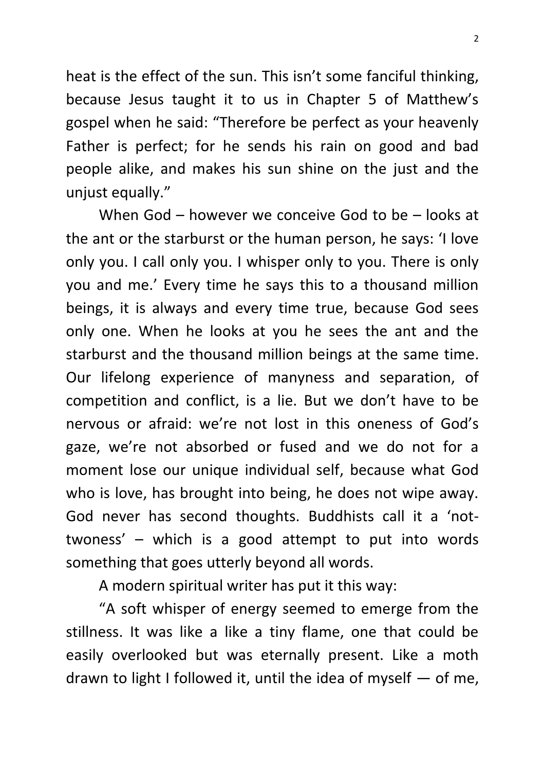heat is the effect of the sun. This isn't some fanciful thinking, because Jesus taught it to us in Chapter 5 of Matthew's gospel when he said: "Therefore be perfect as your heavenly Father is perfect; for he sends his rain on good and bad people alike, and makes his sun shine on the just and the unjust equally."

When God – however we conceive God to be – looks at the ant or the starburst or the human person, he says: 'I love only you. I call only you. I whisper only to you. There is only you and me.' Every time he says this to a thousand million beings, it is always and every time true, because God sees only one. When he looks at you he sees the ant and the starburst and the thousand million beings at the same time. Our lifelong experience of manyness and separation, of competition and conflict, is a lie. But we don't have to be nervous or afraid: we're not lost in this oneness of God's gaze, we're not absorbed or fused and we do not for a moment lose our unique individual self, because what God who is love, has brought into being, he does not wipe away. God never has second thoughts. Buddhists call it a 'not-twoness' – which is a good attempt to put into words something that goes utterly beyond all words.

A modern spiritual writer has put it this way:

"A soft whisper of energy seemed to emerge from the stillness. It was like a like a tiny flame, one that could be easily overlooked but was eternally present. Like a moth drawn to light I followed it, until the idea of myself — of me,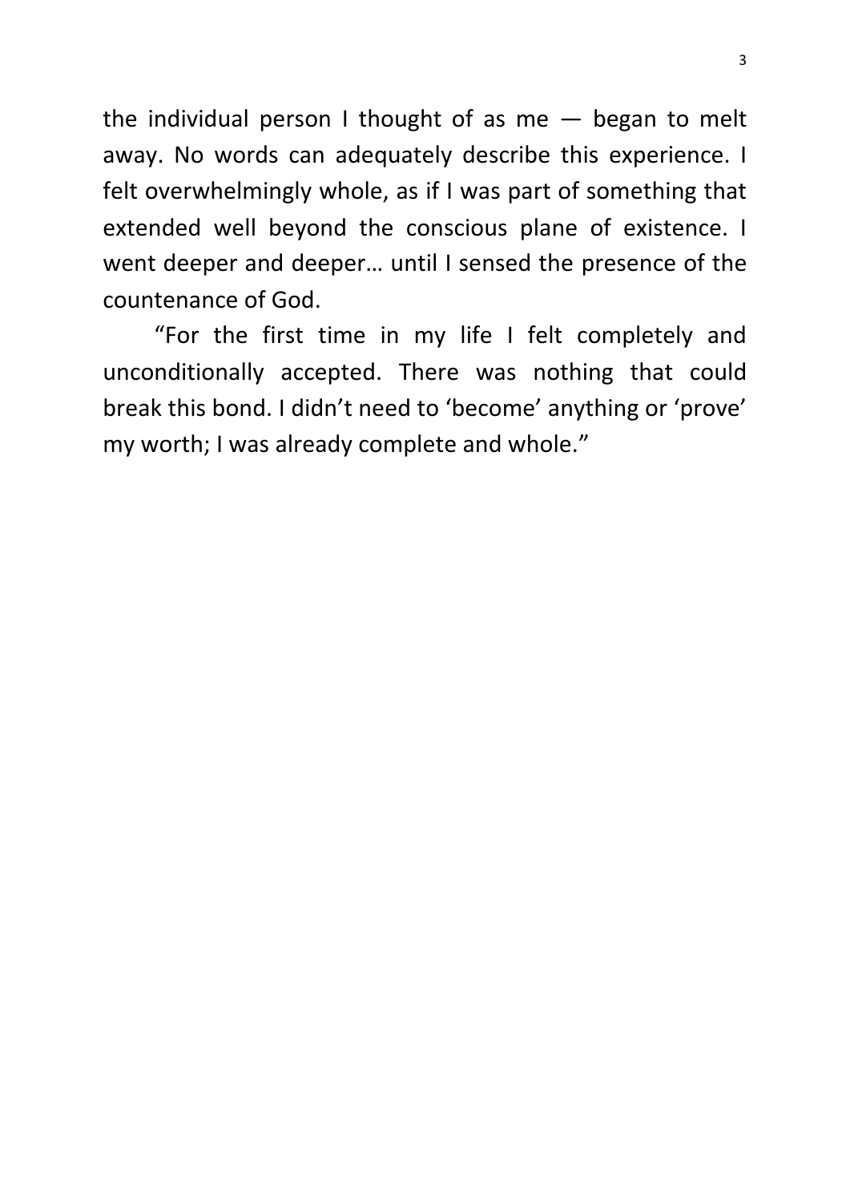the individual person I thought of as me — began to melt away. No words can adequately describe this experience. I felt overwhelmingly whole, as if I was part of something that extended well beyond the conscious plane of existence. I went deeper and deeper… until I sensed the presence of the countenance of God.

“For the first time in my life I felt completely and unconditionally accepted. There was nothing that could break this bond. I didn’t need to ‘become’ anything or ‘prove’ my worth; I was already complete and whole.”